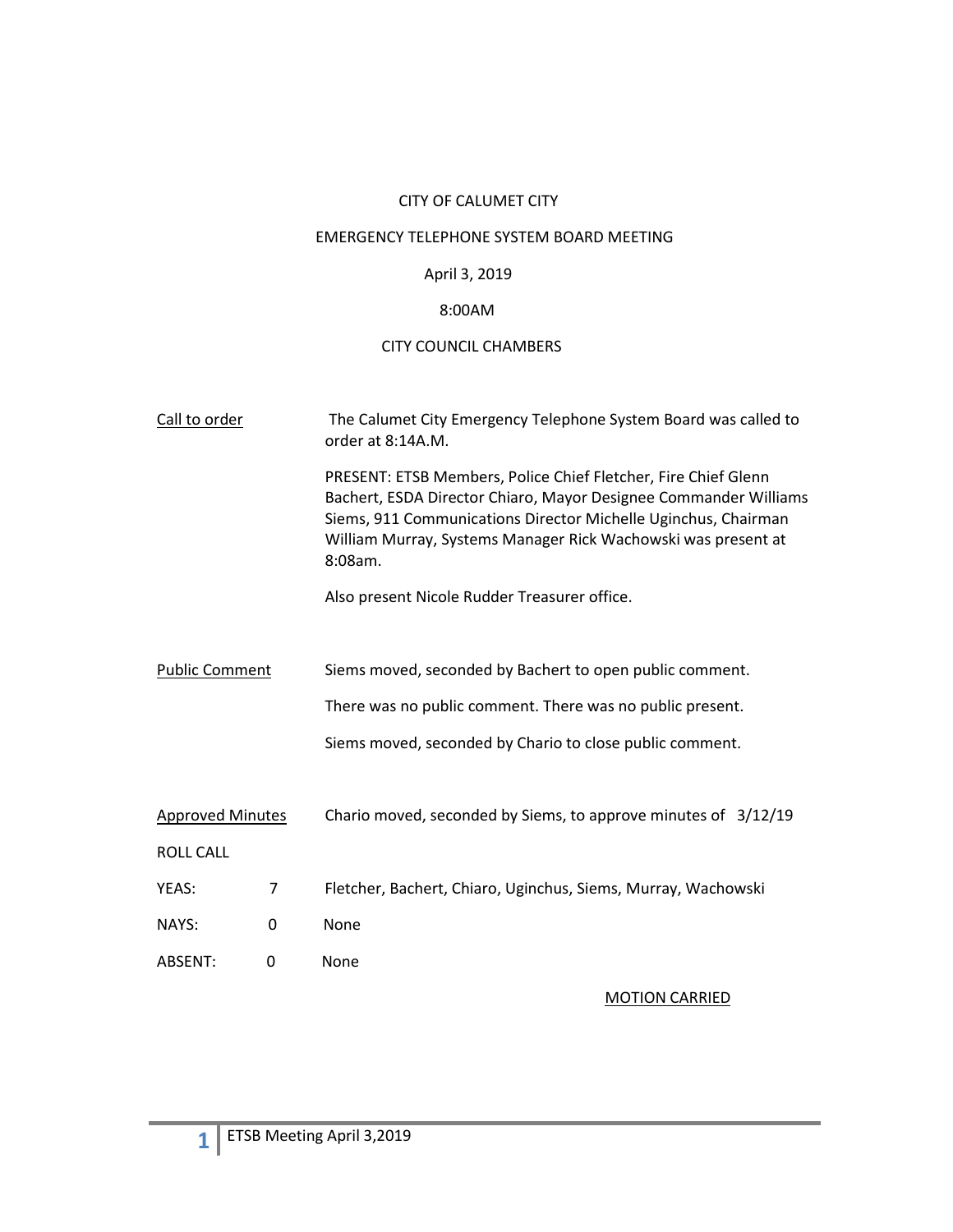CITY OF CALUMET CITY

EMERGENCY TELEPHONE SYSTEM BOARD MEETING

April 3, 2019

8:00AM

CITY COUNCIL CHAMBERS

Call to order — The Calumet City Emergency Telephone System Board was called to order at 8:14A.M.

PRESENT: ETSB Members, Police Chief Fletcher, Fire Chief Glenn Bachert, ESDA Director Chiaro, Mayor Designee Commander Williams Siems, 911 Communications Director Michelle Uginchus, Chairman William Murray, Systems Manager Rick Wachowski was present at 8:08am.

Also present Nicole Rudder Treasurer office.

Public Comment — Siems moved, seconded by Bachert to open public comment.

There was no public comment. There was no public present.

Siems moved, seconded by Chario to close public comment.

Approved Minutes — Chario moved, seconded by Siems, to approve minutes of 3/12/19

ROLL CALL

| | | |
|---|---|---|
| YEAS: | 7 | Fletcher, Bachert, Chiaro, Uginchus, Siems, Murray, Wachowski |
| NAYS: | 0 | None |
| ABSENT: | 0 | None |

MOTION CARRIED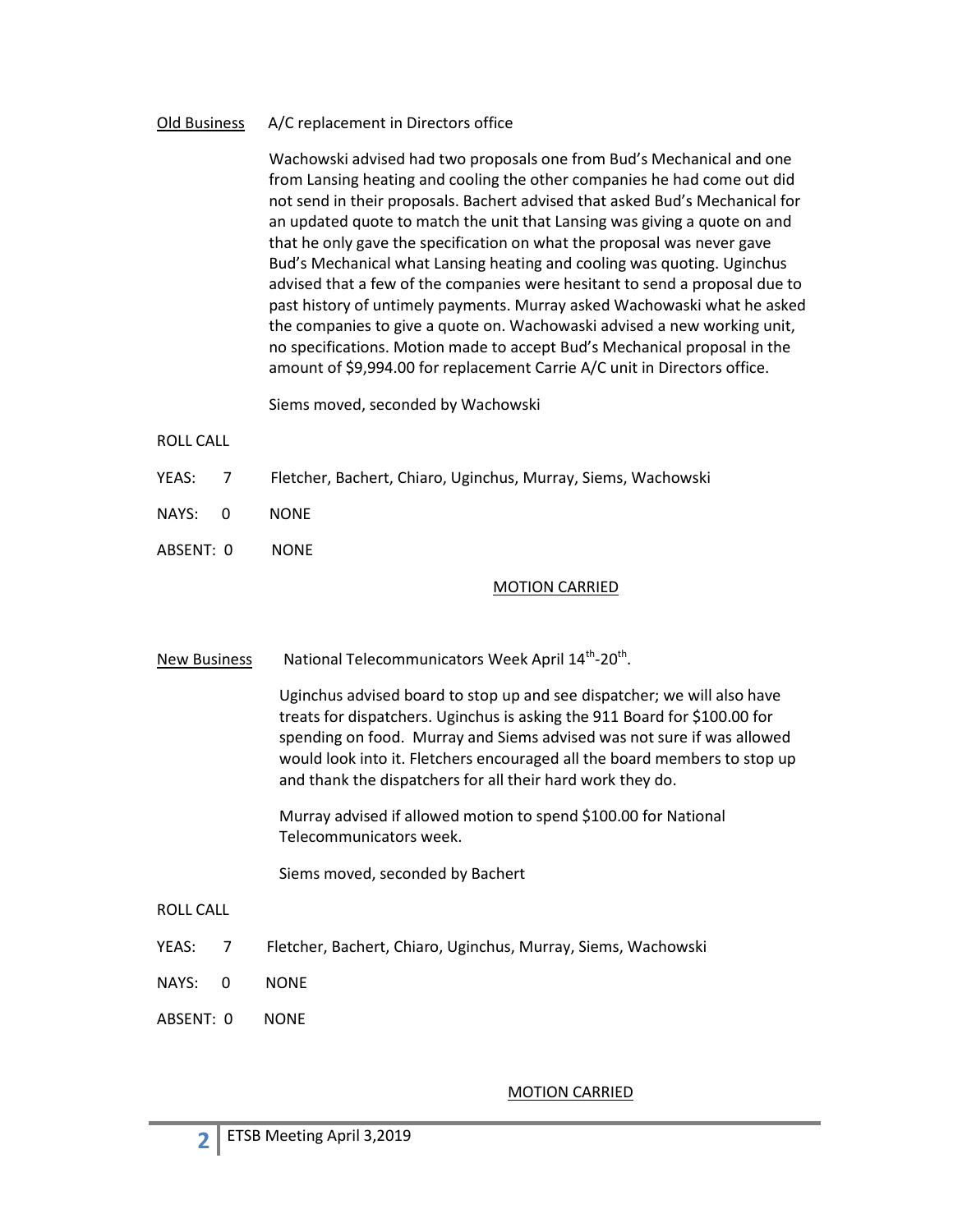<u>Old Business</u> A/C replacement in Directors office

Wachowski advised had two proposals one from Bud's Mechanical and one from Lansing heating and cooling the other companies he had come out did not send in their proposals. Bachert advised that asked Bud's Mechanical for an updated quote to match the unit that Lansing was giving a quote on and that he only gave the specification on what the proposal was never gave Bud's Mechanical what Lansing heating and cooling was quoting. Uginchus advised that a few of the companies were hesitant to send a proposal due to past history of untimely payments. Murray asked Wachowaski what he asked the companies to give a quote on. Wachowaski advised a new working unit, no specifications. Motion made to accept Bud's Mechanical proposal in the amount of $9,994.00 for replacement Carrie A/C unit in Directors office.

Siems moved, seconded by Wachowski

ROLL CALL

YEAS: 7 Fletcher, Bachert, Chiaro, Uginchus, Murray, Siems, Wachowski

NAYS: 0 NONE

ABSENT: 0 NONE

<u>MOTION CARRIED</u>

<u>New Business</u> National Telecommunicators Week April 14th-20th.

Uginchus advised board to stop up and see dispatcher; we will also have treats for dispatchers. Uginchus is asking the 911 Board for $100.00 for spending on food. Murray and Siems advised was not sure if was allowed would look into it. Fletchers encouraged all the board members to stop up and thank the dispatchers for all their hard work they do.

Murray advised if allowed motion to spend $100.00 for National Telecommunicators week.

Siems moved, seconded by Bachert

ROLL CALL

YEAS: 7 Fletcher, Bachert, Chiaro, Uginchus, Murray, Siems, Wachowski

NAYS: 0 NONE

ABSENT: 0 NONE

<u>MOTION CARRIED</u>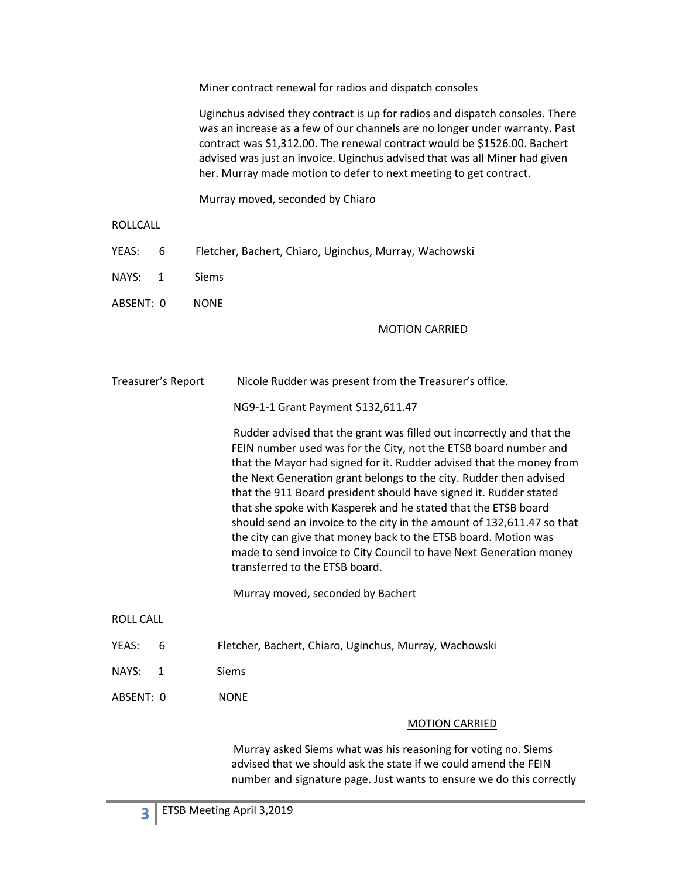Miner contract renewal for radios and dispatch consoles

Uginchus advised they contract is up for radios and dispatch consoles. There was an increase as a few of our channels are no longer under warranty. Past contract was $1,312.00. The renewal contract would be $1526.00. Bachert advised was just an invoice. Uginchus advised that was all Miner had given her. Murray made motion to defer to next meeting to get contract.

Murray moved, seconded by Chiaro

ROLLCALL

YEAS: 6 Fletcher, Bachert, Chiaro, Uginchus, Murray, Wachowski

NAYS: 1 Siems

ABSENT: 0 NONE

MOTION CARRIED

Treasurer's Report — Nicole Rudder was present from the Treasurer's office.

NG9-1-1 Grant Payment $132,611.47

Rudder advised that the grant was filled out incorrectly and that the FEIN number used was for the City, not the ETSB board number and that the Mayor had signed for it. Rudder advised that the money from the Next Generation grant belongs to the city. Rudder then advised that the 911 Board president should have signed it. Rudder stated that she spoke with Kasperek and he stated that the ETSB board should send an invoice to the city in the amount of 132,611.47 so that the city can give that money back to the ETSB board. Motion was made to send invoice to City Council to have Next Generation money transferred to the ETSB board.

Murray moved, seconded by Bachert

ROLL CALL

YEAS: 6 Fletcher, Bachert, Chiaro, Uginchus, Murray, Wachowski

NAYS: 1 Siems

ABSENT: 0 NONE

MOTION CARRIED

Murray asked Siems what was his reasoning for voting no. Siems advised that we should ask the state if we could amend the FEIN number and signature page. Just wants to ensure we do this correctly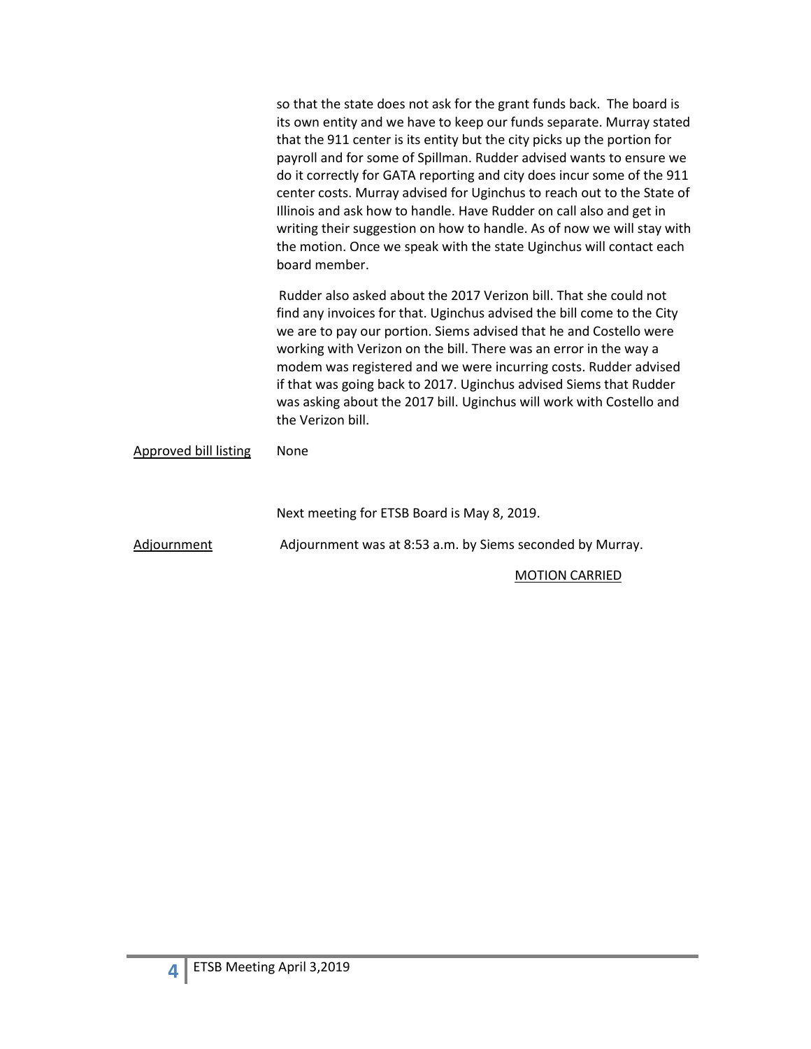so that the state does not ask for the grant funds back. The board is its own entity and we have to keep our funds separate. Murray stated that the 911 center is its entity but the city picks up the portion for payroll and for some of Spillman. Rudder advised wants to ensure we do it correctly for GATA reporting and city does incur some of the 911 center costs. Murray advised for Uginchus to reach out to the State of Illinois and ask how to handle. Have Rudder on call also and get in writing their suggestion on how to handle. As of now we will stay with the motion. Once we speak with the state Uginchus will contact each board member.

Rudder also asked about the 2017 Verizon bill. That she could not find any invoices for that. Uginchus advised the bill come to the City we are to pay our portion. Siems advised that he and Costello were working with Verizon on the bill. There was an error in the way a modem was registered and we were incurring costs. Rudder advised if that was going back to 2017. Uginchus advised Siems that Rudder was asking about the 2017 bill. Uginchus will work with Costello and the Verizon bill.

<u>Approved bill listing</u> None

Next meeting for ETSB Board is May 8, 2019.

<u>Adjournment</u> Adjournment was at 8:53 a.m. by Siems seconded by Murray.

<u>MOTION CARRIED</u>